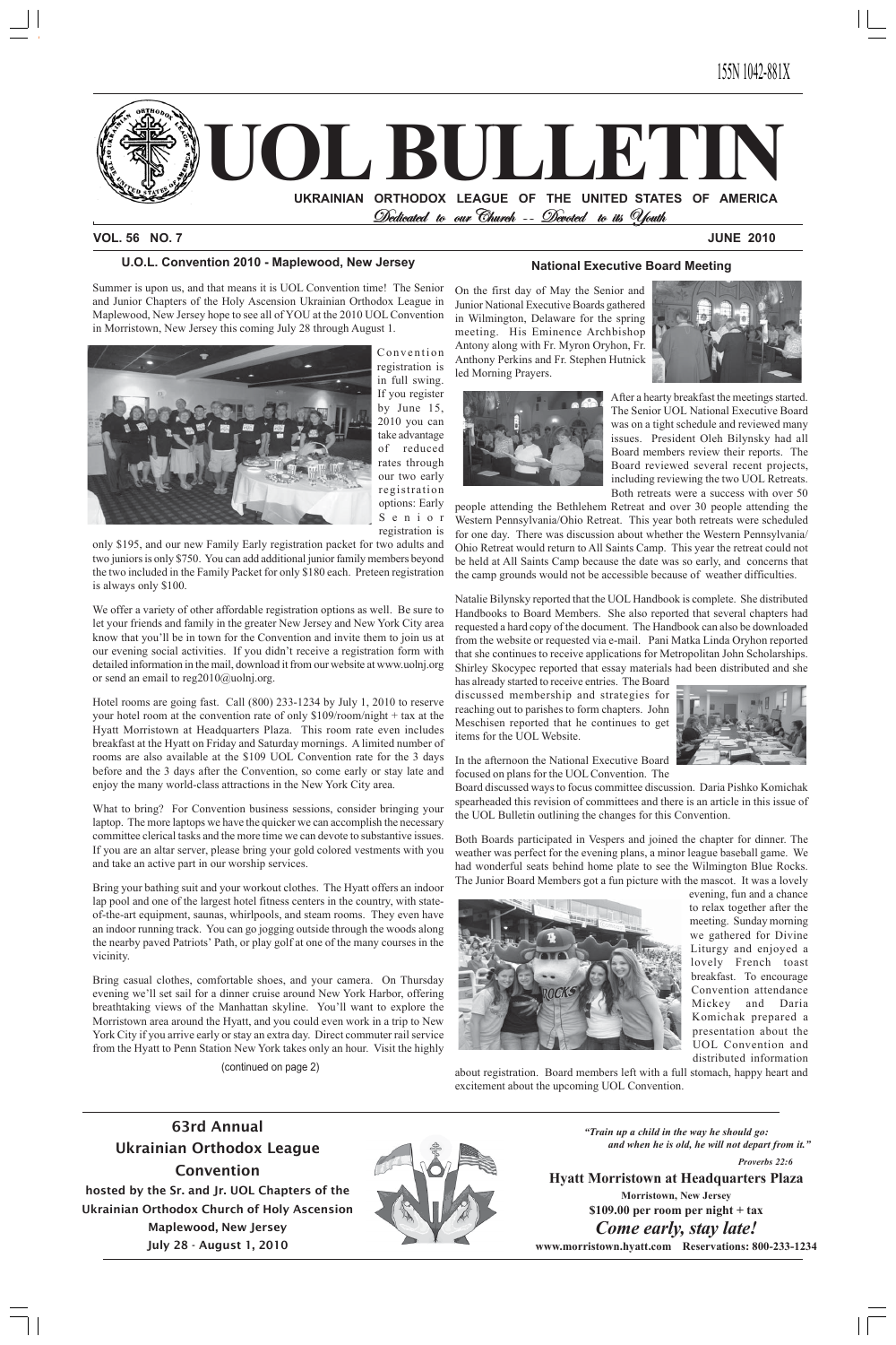ISSN 1042-881X

# UOL BULLETIN

**UKRAINIAN ORTHODOX LEAGUE OF THE UNITED STATES OF AMERICA**

*Dedicated to our Church -- Devoted to its Youth*

**VOL. 56 NO. 7** **JUNE 2010**

## U.O.L. Convention 2010 - Maplewood, New Jersey

Summer is upon us, and that means it is UOL Convention time! The Senior and Junior Chapters of the Holy Ascension Ukrainian Orthodox League in Maplewood, New Jersey hope to see all of YOU at the 2010 UOL Convention in Morristown, New Jersey this coming July 28 through August 1.

Convention registration is in full swing. If you register by June 15, 2010 you can take advantage of reduced rates through our two early registration options: Early Senior registration is only $195, and our new Family Early registration packet for two adults and two juniors is only $750. You can add additional junior family members beyond the two included in the Family Packet for only $180 each. Preteen registration is always only $100.

We offer a variety of other affordable registration options as well. Be sure to let your friends and family in the greater New Jersey and New York City area know that you'll be in town for the Convention and invite them to join us at our evening social activities. If you didn't receive a registration form with detailed information in the mail, download it from our website at www.uolnj.org or send an email to reg2010@uolnj.org.

Hotel rooms are going fast. Call (800) 233-1234 by July 1, 2010 to reserve your hotel room at the convention rate of only $109/room/night + tax at the Hyatt Morristown at Headquarters Plaza. This room rate even includes breakfast at the Hyatt on Friday and Saturday mornings. A limited number of rooms are also available at the $109 UOL Convention rate for the 3 days before and the 3 days after the Convention, so come early or stay late and enjoy the many world-class attractions in the New York City area.

What to bring? For Convention business sessions, consider bringing your laptop. The more laptops we have the quicker we can accomplish the necessary committee clerical tasks and the more time we can devote to substantive issues. If you are an altar server, please bring your gold colored vestments with you and take an active part in our worship services.

Bring your bathing suit and your workout clothes. The Hyatt offers an indoor lap pool and one of the largest hotel fitness centers in the country, with state-of-the-art equipment, saunas, whirlpools, and steam rooms. They even have an indoor running track. You can go jogging outside through the woods along the nearby paved Patriots' Path, or play golf at one of the many courses in the vicinity.

Bring casual clothes, comfortable shoes, and your camera. On Thursday evening we'll set sail for a dinner cruise around New York Harbor, offering breathtaking views of the Manhattan skyline. You'll want to explore the Morristown area around the Hyatt, and you could even work in a trip to New York City if you arrive early or stay an extra day. Direct commuter rail service from the Hyatt to Penn Station New York takes only an hour. Visit the highly

(continued on page 2)

## National Executive Board Meeting

On the first day of May the Senior and Junior National Executive Boards gathered in Wilmington, Delaware for the spring meeting. His Eminence Archbishop Antony along with Fr. Myron Oryhon, Fr. Anthony Perkins and Fr. Stephen Hutnick led Morning Prayers.

After a hearty breakfast the meetings started. The Senior UOL National Executive Board was on a tight schedule and reviewed many issues. President Oleh Bilynsky had all Board members review their reports. The Board reviewed several recent projects, including reviewing the two UOL Retreats. Both retreats were a success with over 50 people attending the Bethlehem Retreat and over 30 people attending the Western Pennsylvania/Ohio Retreat. This year both retreats were scheduled for one day. There was discussion about whether the Western Pennsylvania/Ohio Retreat would return to All Saints Camp. This year the retreat could not be held at All Saints Camp because the date was so early, and concerns that the camp grounds would not be accessible because of weather difficulties.

Natalie Bilynsky reported that the UOL Handbook is complete. She distributed Handbooks to Board Members. She also reported that several chapters had requested a hard copy of the document. The Handbook can also be downloaded from the website or requested via e-mail. Pani Matka Linda Oryhon reported that she continues to receive applications for Metropolitan John Scholarships. Shirley Skocypec reported that essay materials had been distributed and she has already started to receive entries. The Board discussed membership and strategies for reaching out to parishes to form chapters. John Meschisen reported that he continues to get items for the UOL Website.

In the afternoon the National Executive Board focused on plans for the UOL Convention. The Board discussed ways to focus committee discussion. Daria Pishko Komichak spearheaded this revision of committees and there is an article in this issue of the UOL Bulletin outlining the changes for this Convention.

Both Boards participated in Vespers and joined the chapter for dinner. The weather was perfect for the evening plans, a minor league baseball game. We had wonderful seats behind home plate to see the Wilmington Blue Rocks. The Junior Board Members got a fun picture with the mascot. It was a lovely evening, fun and a chance to relax together after the meeting. Sunday morning we gathered for Divine Liturgy and enjoyed a lovely French toast breakfast. To encourage Convention attendance Mickey and Daria Komichak prepared a presentation about the UOL Convention and distributed information about registration. Board members left with a full stomach, happy heart and excitement about the upcoming UOL Convention.

---

**63rd Annual Ukrainian Orthodox League Convention**

**hosted by the Sr. and Jr. UOL Chapters of the Ukrainian Orthodox Church of Holy Ascension**

**Maplewood, New Jersey**

**July 28 - August 1, 2010**

***"Train up a child in the way he should go: and when he is old, he will not depart from it."***

***Proverbs 22:6***

**Hyatt Morristown at Headquarters Plaza**

**Morristown, New Jersey**

**$109.00 per room per night + tax**

***Come early, stay late!***

**www.morristown.hyatt.com Reservations: 800-233-1234**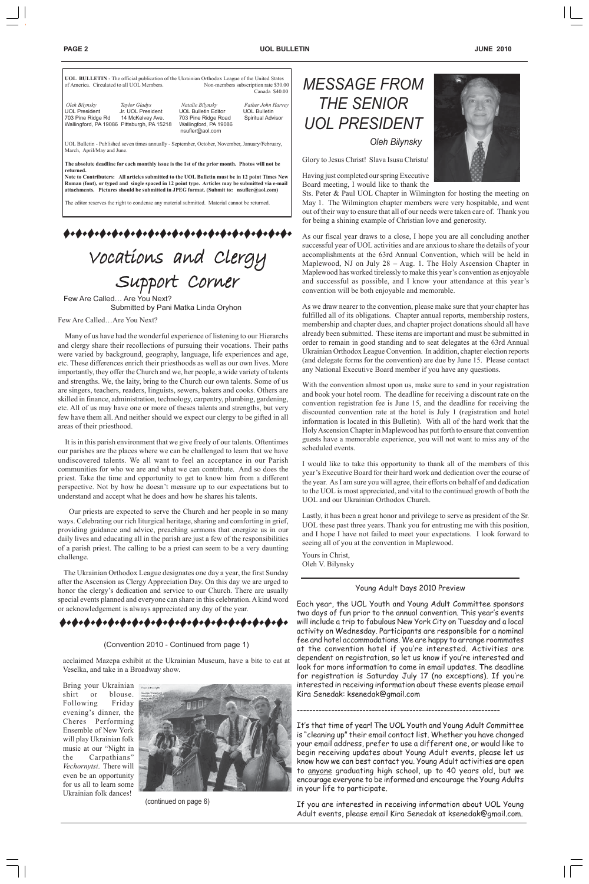**UOL BULLETIN** - The official publication of the Ukrainian Orthodox League of the United States of America. Circulated to all UOL Members. Non-members subscription rate $30.00 Canada $40.00

| *Oleh Bilynsky* | *Taylor Gladys* | *Natalie Bilynsky* | *Father John Harvey* |
|---|---|---|---|
| UOL President | Jr. UOL President | UOL Bulletin Editor | UOL Bulletin Spiritual Advisor |
| 703 Pine Ridge Rd | 14 McKelvey Ave. | 703 Pine Ridge Road | |
| Wallingford, PA 19086 | Pittsburgh, PA 15218 | Wallingford, PA 19086 | |
| | | nsufler@aol.com | |

UOL Bulletin - Published seven times annually - September, October, November, January/February, March, April/May and June.

**The absolute deadline for each monthly issue is the 1st of the prior month. Photos will not be returned.**

**Note to Contributers: All articles submitted to the UOL Bulletin must be in 12 point Times New Roman (font), or typed and single spaced in 12 point type. Articles may be submitted via e-mail attachments. Pictures should be submitted in JPEG format. (Submit to: nsufler@aol.com)**

The editor reserves the right to condense any material submitted. Material cannot be returned.

# Vocations and Clergy Support Corner

Few Are Called… Are You Next?
Submitted by Pani Matka Linda Oryhon

Few Are Called…Are You Next?

Many of us have had the wonderful experience of listening to our Hierarchs and clergy share their recollections of pursuing their vocations. Their paths were varied by background, geography, language, life experiences and age, etc. These differences enrich their priesthoods as well as our own lives. More importantly, they offer the Church and we, her people, a wide variety of talents and strengths. We, the laity, bring to the Church our own talents. Some of us are singers, teachers, readers, linguists, sewers, bakers and cooks. Others are skilled in finance, administration, technology, carpentry, plumbing, gardening, etc. All of us may have one or more of theses talents and strengths, but very few have them all. And neither should we expect our clergy to be gifted in all areas of their priesthood.

It is in this parish environment that we give freely of our talents. Oftentimes our parishes are the places where we can be challenged to learn that we have undiscovered talents. We all want to feel an acceptance in our Parish communities for who we are and what we can contribute. And so does the priest. Take the time and opportunity to get to know him from a different perspective. Not by how he doesn't measure up to our expectations but to understand and accept what he does and how he shares his talents.

Our priests are expected to serve the Church and her people in so many ways. Celebrating our rich liturgical heritage, sharing and comforting in grief, providing guidance and advice, preaching sermons that energize us in our daily lives and educating all in the parish are just a few of the responsibilities of a parish priest. The calling to be a priest can seem to be a very daunting challenge.

The Ukrainian Orthodox League designates one day a year, the first Sunday after the Ascension as Clergy Appreciation Day. On this day we are urged to honor the clergy's dedication and service to our Church. There are usually special events planned and everyone can share in this celebration. A kind word or acknowledgement is always appreciated any day of the year.

(Convention 2010 - Continued from page 1)

acclaimed Mazepa exhibit at the Ukrainian Museum, have a bite to eat at Veselka, and take in a Broadway show.

Bring your Ukrainian shirt or blouse. Following Friday evening's dinner, the Cheres Performing Ensemble of New York will play Ukrainian folk music at our "Night in the Carpathians" *Vechornytsi*. There will even be an opportunity for us all to learn some Ukrainian folk dances!

(continued on page 6)

# MESSAGE FROM THE SENIOR UOL PRESIDENT

*Oleh Bilynsky*

Glory to Jesus Christ! Slava Isusu Christu!

Having just completed our spring Executive Board meeting, I would like to thank the Sts. Peter & Paul UOL Chapter in Wilmington for hosting the meeting on May 1. The Wilmington chapter members were very hospitable, and went out of their way to ensure that all of our needs were taken care of. Thank you for being a shining example of Christian love and generosity.

As our fiscal year draws to a close, I hope you are all concluding another successful year of UOL activities and are anxious to share the details of your accomplishments at the 63rd Annual Convention, which will be held in Maplewood, NJ on July 28 – Aug. 1. The Holy Ascension Chapter in Maplewood has worked tirelessly to make this year's convention as enjoyable and successful as possible, and I know your attendance at this year's convention will be both enjoyable and memorable.

As we draw nearer to the convention, please make sure that your chapter has fulfilled all of its obligations. Chapter annual reports, membership rosters, membership and chapter dues, and chapter project donations should all have already been submitted. These items are important and must be submitted in order to remain in good standing and to seat delegates at the 63rd Annual Ukrainian Orthodox League Convention. In addition, chapter election reports (and delegate forms for the convention) are due by June 15. Please contact any National Executive Board member if you have any questions.

With the convention almost upon us, make sure to send in your registration and book your hotel room. The deadline for receiving a discount rate on the convention registration fee is June 15, and the deadline for receiving the discounted convention rate at the hotel is July 1 (registration and hotel information is located in this Bulletin). With all of the hard work that the Holy Ascension Chapter in Maplewood has put forth to ensure that convention guests have a memorable experience, you will not want to miss any of the scheduled events.

I would like to take this opportunity to thank all of the members of this year's Executive Board for their hard work and dedication over the course of the year. As I am sure you will agree, their efforts on behalf of and dedication to the UOL is most appreciated, and vital to the continued growth of both the UOL and our Ukrainian Orthodox Church.

Lastly, it has been a great honor and privilege to serve as president of the Sr. UOL these past three years. Thank you for entrusting me with this position, and I hope I have not failed to meet your expectations. I look forward to seeing all of you at the convention in Maplewood.

Yours in Christ,
Oleh V. Bilynsky

## Young Adult Days 2010 Preview

Each year, the UOL Youth and Young Adult Committee sponsors two days of fun prior to the annual convention. This year's events will include a trip to fabulous New York City on Tuesday and a local activity on Wednesday. Participants are responsible for a nominal fee and hotel accommodations. We are happy to arrange roommates at the convention hotel if you're interested. Activities are dependent on registration, so let us know if you're interested and look for more information to come in email updates. The deadline for registration is Saturday July 17 (no exceptions). If you're interested in receiving information about these events please email Kira Senedak: ksenedak@gmail.com

---

It's that time of year! The UOL Youth and Young Adult Committee is "cleaning up" their email contact list. Whether you have changed your email address, prefer to use a different one, or would like to begin receiving updates about Young Adult events, please let us know how we can best contact you. Young Adult activities are open to anyone graduating high school, up to 40 years old, but we encourage everyone to be informed and encourage the Young Adults in your life to participate.

If you are interested in receiving information about UOL Young Adult events, please email Kira Senedak at ksenedak@gmail.com.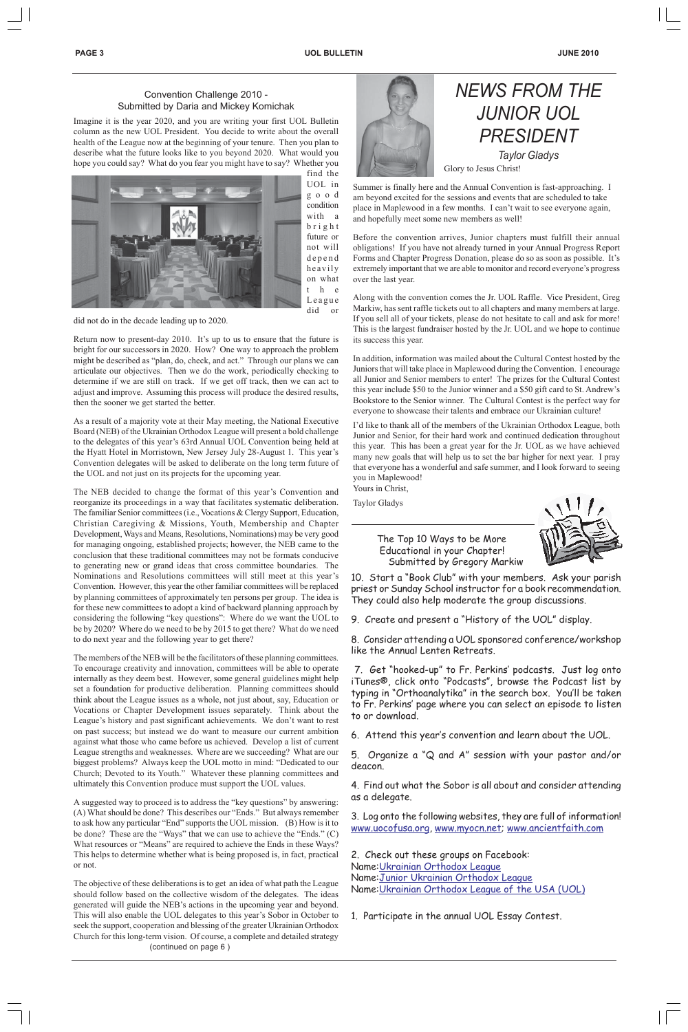## Convention Challenge 2010 - Submitted by Daria and Mickey Komichak

Imagine it is the year 2020, and you are writing your first UOL Bulletin column as the new UOL President. You decide to write about the overall health of the League now at the beginning of your tenure. Then you plan to describe what the future looks like to you beyond 2020. What would you hope you could say? What do you fear you might have to say? Whether you find the UOL in good condition with a bright future or not will depend heavily on what the League did or did not do in the decade leading up to 2020.

Return now to present-day 2010. It's up to us to ensure that the future is bright for our successors in 2020. How? One way to approach the problem might be described as "plan, do, check, and act." Through our plans we can articulate our objectives. Then we do the work, periodically checking to determine if we are still on track. If we get off track, then we can act to adjust and improve. Assuming this process will produce the desired results, then the sooner we get started the better.

As a result of a majority vote at their May meeting, the National Executive Board (NEB) of the Ukrainian Orthodox League will present a bold challenge to the delegates of this year's 63rd Annual UOL Convention being held at the Hyatt Hotel in Morristown, New Jersey July 28-August 1. This year's Convention delegates will be asked to deliberate on the long term future of the UOL and not just on its projects for the upcoming year.

The NEB decided to change the format of this year's Convention and reorganize its proceedings in a way that facilitates systematic deliberation. The familiar Senior committees (i.e., Vocations & Clergy Support, Education, Christian Caregiving & Missions, Youth, Membership and Chapter Development, Ways and Means, Resolutions, Nominations) may be very good for managing ongoing, established projects; however, the NEB came to the conclusion that these traditional committees may not be formats conducive to generating new or grand ideas that cross committee boundaries. The Nominations and Resolutions committees will still meet at this year's Convention. However, this year the other familiar committees will be replaced by planning committees of approximately ten persons per group. The idea is for these new committees to adopt a kind of backward planning approach by considering the following "key questions": Where do we want the UOL to be by 2020? Where do we need to be by 2015 to get there? What do we need to do next year and the following year to get there?

The members of the NEB will be the facilitators of these planning committees. To encourage creativity and innovation, committees will be able to operate internally as they deem best. However, some general guidelines might help set a foundation for productive deliberation. Planning committees should think about the League issues as a whole, not just about, say, Education or Vocations or Chapter Development issues separately. Think about the League's history and past significant achievements. We don't want to rest on past success; but instead we do want to measure our current ambition against what those who came before us achieved. Develop a list of current League strengths and weaknesses. Where are we succeeding? What are our biggest problems? Always keep the UOL motto in mind: "Dedicated to our Church; Devoted to its Youth." Whatever these planning committees and ultimately this Convention produce must support the UOL values.

A suggested way to proceed is to address the "key questions" by answering: (A) What should be done? This describes our "Ends." But always remember to ask how any particular "End" supports the UOL mission. (B) How is it to be done? These are the "Ways" that we can use to achieve the "Ends." (C) What resources or "Means" are required to achieve the Ends in these Ways? This helps to determine whether what is being proposed is, in fact, practical or not.

The objective of these deliberations is to get an idea of what path the League should follow based on the collective wisdom of the delegates. The ideas generated will guide the NEB's actions in the upcoming year and beyond. This will also enable the UOL delegates to this year's Sobor in October to seek the support, cooperation and blessing of the greater Ukrainian Orthodox Church for this long-term vision. Of course, a complete and detailed strategy

(continued on page 6 )

# *NEWS FROM THE JUNIOR UOL PRESIDENT*

*Taylor Gladys*

Glory to Jesus Christ!

Summer is finally here and the Annual Convention is fast-approaching. I am beyond excited for the sessions and events that are scheduled to take place in Maplewood in a few months. I can't wait to see everyone again, and hopefully meet some new members as well!

Before the convention arrives, Junior chapters must fulfill their annual obligations! If you have not already turned in your Annual Progress Report Forms and Chapter Progress Donation, please do so as soon as possible. It's extremely important that we are able to monitor and record everyone's progress over the last year.

Along with the convention comes the Jr. UOL Raffle. Vice President, Greg Markiw, has sent raffle tickets out to all chapters and many members at large. If you sell all of your tickets, please do not hesitate to call and ask for more! This is the largest fundraiser hosted by the Jr. UOL and we hope to continue its success this year.

In addition, information was mailed about the Cultural Contest hosted by the Juniors that will take place in Maplewood during the Convention. I encourage all Junior and Senior members to enter! The prizes for the Cultural Contest this year include $50 to the Junior winner and a $50 gift card to St. Andrew's Bookstore to the Senior winner. The Cultural Contest is the perfect way for everyone to showcase their talents and embrace our Ukrainian culture!

I'd like to thank all of the members of the Ukrainian Orthodox League, both Junior and Senior, for their hard work and continued dedication throughout this year. This has been a great year for the Jr. UOL as we have achieved many new goals that will help us to set the bar higher for next year. I pray that everyone has a wonderful and safe summer, and I look forward to seeing you in Maplewood!

Yours in Christ,

Taylor Gladys

## The Top 10 Ways to be More Educational in your Chapter! Submitted by Gregory Markiw

10. Start a "Book Club" with your members. Ask your parish priest or Sunday School instructor for a book recommendation. They could also help moderate the group discussions.

9. Create and present a "History of the UOL" display.

8. Consider attending a UOL sponsored conference/workshop like the Annual Lenten Retreats.

7. Get "hooked-up" to Fr. Perkins' podcasts. Just log onto iTunes®, click onto "Podcasts", browse the Podcast list by typing in "Orthoanalytika" in the search box. You'll be taken to Fr. Perkins' page where you can select an episode to listen to or download.

6. Attend this year's convention and learn about the UOL.

5. Organize a "Q and A" session with your pastor and/or deacon.

4. Find out what the Sobor is all about and consider attending as a delegate.

3. Log onto the following websites, they are full of information! www.uocofusa.org, www.myocn.net; www.ancientfaith.com

2. Check out these groups on Facebook:
Name: Ukrainian Orthodox League
Name: Junior Ukrainian Orthodox League
Name: Ukrainian Orthodox League of the USA (UOL)

1. Participate in the annual UOL Essay Contest.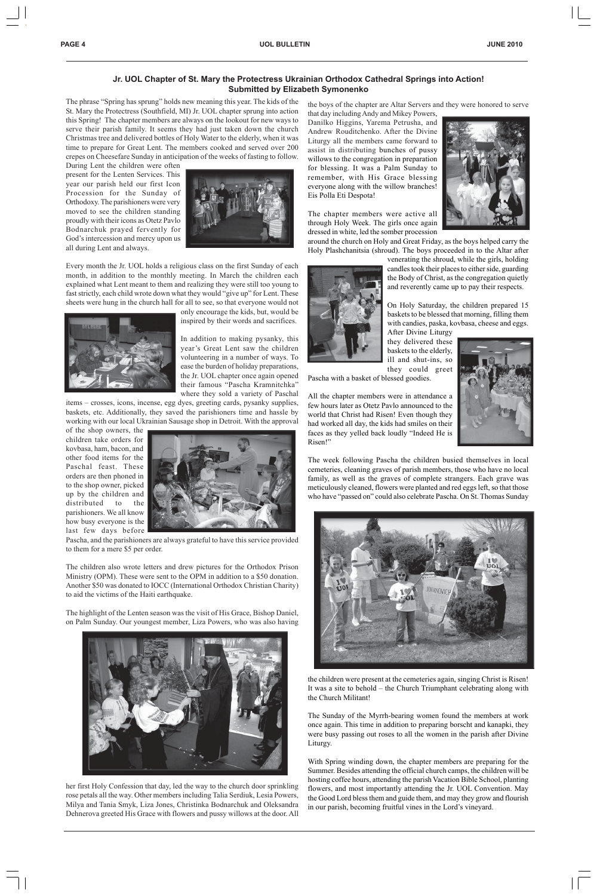## Jr. UOL Chapter of St. Mary the Protectress Ukrainian Orthodox Cathedral Springs into Action!
### Submitted by Elizabeth Symonenko

The phrase "Spring has sprung" holds new meaning this year. The kids of the St. Mary the Protectress (Southfield, MI) Jr. UOL chapter sprung into action this Spring! The chapter members are always on the lookout for new ways to serve their parish family. It seems they had just taken down the church Christmas tree and delivered bottles of Holy Water to the elderly, when it was time to prepare for Great Lent. The members cooked and served over 200 crepes on Cheesefare Sunday in anticipation of the weeks of fasting to follow.

During Lent the children were often present for the Lenten Services. This year our parish held our first Icon Procession for the Sunday of Orthodoxy. The parishioners were very moved to see the children standing proudly with their icons as Otetz Pavlo Bodnarchuk prayed fervently for God's intercession and mercy upon us all during Lent and always.

Every month the Jr. UOL holds a religious class on the first Sunday of each month, in addition to the monthly meeting. In March the children each explained what Lent meant to them and realizing they were still too young to fast strictly, each child wrote down what they would "give up" for Lent. These sheets were hung in the church hall for all to see, so that everyone would not only encourage the kids, but, would be inspired by their words and sacrifices.

In addition to making pysanky, this year's Great Lent saw the children volunteering in a number of ways. To ease the burden of holiday preparations, the Jr. UOL chapter once again opened their famous "Pascha Kramnitchka" where they sold a variety of Paschal items – crosses, icons, incense, egg dyes, greeting cards, pysanky supplies, baskets, etc. Additionally, they saved the parishioners time and hassle by working with our local Ukrainian Sausage shop in Detroit. With the approval of the shop owners, the children take orders for kovbasa, ham, bacon, and other food items for the Paschal feast. These orders are then phoned in to the shop owner, picked up by the children and distributed to the parishioners. We all know how busy everyone is the last few days before Pascha, and the parishioners are always grateful to have this service provided to them for a mere $5 per order.

The children also wrote letters and drew pictures for the Orthodox Prison Ministry (OPM). These were sent to the OPM in addition to a $50 donation. Another $50 was donated to IOCC (International Orthodox Christian Charity) to aid the victims of the Haiti earthquake.

The highlight of the Lenten season was the visit of His Grace, Bishop Daniel, on Palm Sunday. Our youngest member, Liza Powers, who was also having her first Holy Confession that day, led the way to the church door sprinkling rose petals all the way. Other members including Talia Serdiuk, Lesia Powers, Milya and Tania Smyk, Liza Jones, Christinka Bodnarchuk and Oleksandra Dehnerova greeted His Grace with flowers and pussy willows at the door. All the boys of the chapter are Altar Servers and they were honored to serve that day including Andy and Mikey Powers, Danilko Higgins, Yarema Petrusha, and Andrew Rouditchenko. After the Divine Liturgy all the members came forward to assist in distributing bunches of pussy willows to the congregation in preparation for blessing. It was a Palm Sunday to remember, with His Grace blessing everyone along with the willow branches! Eis Polla Eti Despota!

The chapter members were active all through Holy Week. The girls once again dressed in white, led the somber procession around the church on Holy and Great Friday, as the boys helped carry the Holy Plashchanitsia (shroud). The boys proceeded in to the Altar after venerating the shroud, while the girls, holding candles took their places to either side, guarding the Body of Christ, as the congregation quietly and reverently came up to pay their respects.

On Holy Saturday, the children prepared 15 baskets to be blessed that morning, filling them with candies, paska, kovbasa, cheese and eggs. After Divine Liturgy they delivered these baskets to the elderly, ill and shut-ins, so they could greet Pascha with a basket of blessed goodies.

All the chapter members were in attendance a few hours later as Otetz Pavlo announced to the world that Christ had Risen! Even though they had worked all day, the kids had smiles on their faces as they yelled back loudly "Indeed He is Risen!"

The week following Pascha the children busied themselves in local cemeteries, cleaning graves of parish members, those who have no local family, as well as the graves of complete strangers. Each grave was meticulously cleaned, flowers were planted and red eggs left, so that those who have "passed on" could also celebrate Pascha. On St. Thomas Sunday the children were present at the cemeteries again, singing Christ is Risen! It was a site to behold – the Church Triumphant celebrating along with the Church Militant!

The Sunday of the Myrrh-bearing women found the members at work once again. This time in addition to preparing borscht and kanapki, they were busy passing out roses to all the women in the parish after Divine Liturgy.

With Spring winding down, the chapter members are preparing for the Summer. Besides attending the official church camps, the children will be hosting coffee hours, attending the parish Vacation Bible School, planting flowers, and most importantly attending the Jr. UOL Convention. May the Good Lord bless them and guide them, and may they grow and flourish in our parish, becoming fruitful vines in the Lord's vineyard.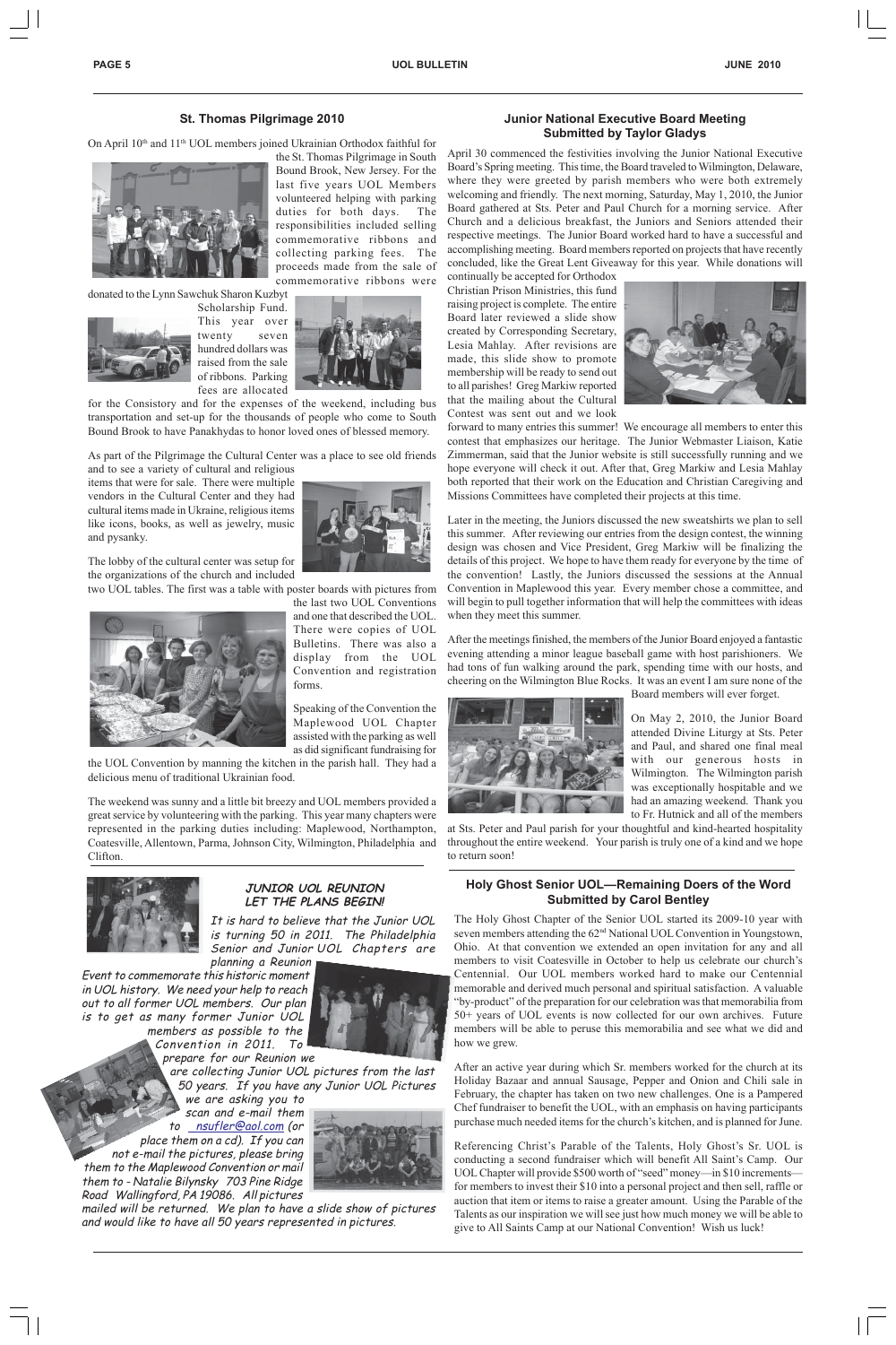## St. Thomas Pilgrimage 2010

On April 10th and 11th UOL members joined Ukrainian Orthodox faithful for the St. Thomas Pilgrimage in South Bound Brook, New Jersey. For the last five years UOL Members volunteered helping with parking duties for both days. The responsibilities included selling commemorative ribbons and collecting parking fees. The proceeds made from the sale of commemorative ribbons were donated to the Lynn Sawchuk Sharon Kuzbyt Scholarship Fund. This year over twenty seven hundred dollars was raised from the sale of ribbons. Parking fees are allocated for the Consistory and for the expenses of the weekend, including bus transportation and set-up for the thousands of people who come to South Bound Brook to have Panakhydas to honor loved ones of blessed memory.

As part of the Pilgrimage the Cultural Center was a place to see old friends and to see a variety of cultural and religious items that were for sale. There were multiple vendors in the Cultural Center and they had cultural items made in Ukraine, religious items like icons, books, as well as jewelry, music and pysanky.

The lobby of the cultural center was setup for the organizations of the church and included two UOL tables. The first was a table with poster boards with pictures from the last two UOL Conventions and one that described the UOL. There were copies of UOL Bulletins. There was also a display from the UOL Convention and registration forms.

Speaking of the Convention the Maplewood UOL Chapter assisted with the parking as well as did significant fundraising for the UOL Convention by manning the kitchen in the parish hall. They had a delicious menu of traditional Ukrainian food.

The weekend was sunny and a little bit breezy and UOL members provided a great service by volunteering with the parking. This year many chapters were represented in the parking duties including: Maplewood, Northampton, Coatesville, Allentown, Parma, Johnson City, Wilmington, Philadelphia and Clifton.

### *JUNIOR UOL REUNION LET THE PLANS BEGIN!*

*It is hard to believe that the Junior UOL is turning 50 in 2011. The Philadelphia Senior and Junior UOL Chapters are planning a Reunion Event to commemorate this historic moment in UOL history. We need your help to reach out to all former UOL members. Our plan is to get as many former Junior UOL members as possible to the Convention in 2011. To prepare for our Reunion we are collecting Junior UOL pictures from the last 50 years. If you have any Junior UOL Pictures we are asking you to scan and e-mail them to nsufler@aol.com (or place them on a cd). If you can not e-mail the pictures, please bring them to the Maplewood Convention or mail them to - Natalie Bilynsky 703 Pine Ridge Road Wallingford, PA 19086. All pictures mailed will be returned. We plan to have a slide show of pictures and would like to have all 50 years represented in pictures.*

## Junior National Executive Board Meeting
## Submitted by Taylor Gladys

April 30 commenced the festivities involving the Junior National Executive Board's Spring meeting. This time, the Board traveled to Wilmington, Delaware, where they were greeted by parish members who were both extremely welcoming and friendly. The next morning, Saturday, May 1, 2010, the Junior Board gathered at Sts. Peter and Paul Church for a morning service. After Church and a delicious breakfast, the Juniors and Seniors attended their respective meetings. The Junior Board worked hard to have a successful and accomplishing meeting. Board members reported on projects that have recently concluded, like the Great Lent Giveaway for this year. While donations will continually be accepted for Orthodox Christian Prison Ministries, this fund raising project is complete. The entire Board later reviewed a slide show created by Corresponding Secretary, Lesia Mahlay. After revisions are made, this slide show to promote membership will be ready to send out to all parishes! Greg Markiw reported that the mailing about the Cultural Contest was sent out and we look forward to many entries this summer! We encourage all members to enter this contest that emphasizes our heritage. The Junior Webmaster Liaison, Katie Zimmerman, said that the Junior website is still successfully running and we hope everyone will check it out. After that, Greg Markiw and Lesia Mahlay both reported that their work on the Education and Christian Caregiving and Missions Committees have completed their projects at this time.

Later in the meeting, the Juniors discussed the new sweatshirts we plan to sell this summer. After reviewing our entries from the design contest, the winning design was chosen and Vice President, Greg Markiw will be finalizing the details of this project. We hope to have them ready for everyone by the time of the convention! Lastly, the Juniors discussed the sessions at the Annual Convention in Maplewood this year. Every member chose a committee, and will begin to pull together information that will help the committees with ideas when they meet this summer.

After the meetings finished, the members of the Junior Board enjoyed a fantastic evening attending a minor league baseball game with host parishioners. We had tons of fun walking around the park, spending time with our hosts, and cheering on the Wilmington Blue Rocks. It was an event I am sure none of the Board members will ever forget.

On May 2, 2010, the Junior Board attended Divine Liturgy at Sts. Peter and Paul, and shared one final meal with our generous hosts in Wilmington. The Wilmington parish was exceptionally hospitable and we had an amazing weekend. Thank you to Fr. Hutnick and all of the members at Sts. Peter and Paul parish for your thoughtful and kind-hearted hospitality throughout the entire weekend. Your parish is truly one of a kind and we hope to return soon!

## Holy Ghost Senior UOL—Remaining Doers of the Word
## Submitted by Carol Bentley

The Holy Ghost Chapter of the Senior UOL started its 2009-10 year with seven members attending the 62nd National UOL Convention in Youngstown, Ohio. At that convention we extended an open invitation for any and all members to visit Coatesville in October to help us celebrate our church's Centennial. Our UOL members worked hard to make our Centennial memorable and derived much personal and spiritual satisfaction. A valuable "by-product" of the preparation for our celebration was that memorabilia from 50+ years of UOL events is now collected for our own archives. Future members will be able to peruse this memorabilia and see what we did and how we grew.

After an active year during which Sr. members worked for the church at its Holiday Bazaar and annual Sausage, Pepper and Onion and Chili sale in February, the chapter has taken on two new challenges. One is a Pampered Chef fundraiser to benefit the UOL, with an emphasis on having participants purchase much needed items for the church's kitchen, and is planned for June.

Referencing Christ's Parable of the Talents, Holy Ghost's Sr. UOL is conducting a second fundraiser which will benefit All Saint's Camp. Our UOL Chapter will provide $500 worth of "seed" money—in $10 increments—for members to invest their $10 into a personal project and then sell, raffle or auction that item or items to raise a greater amount. Using the Parable of the Talents as our inspiration we will see just how much money we will be able to give to All Saints Camp at our National Convention! Wish us luck!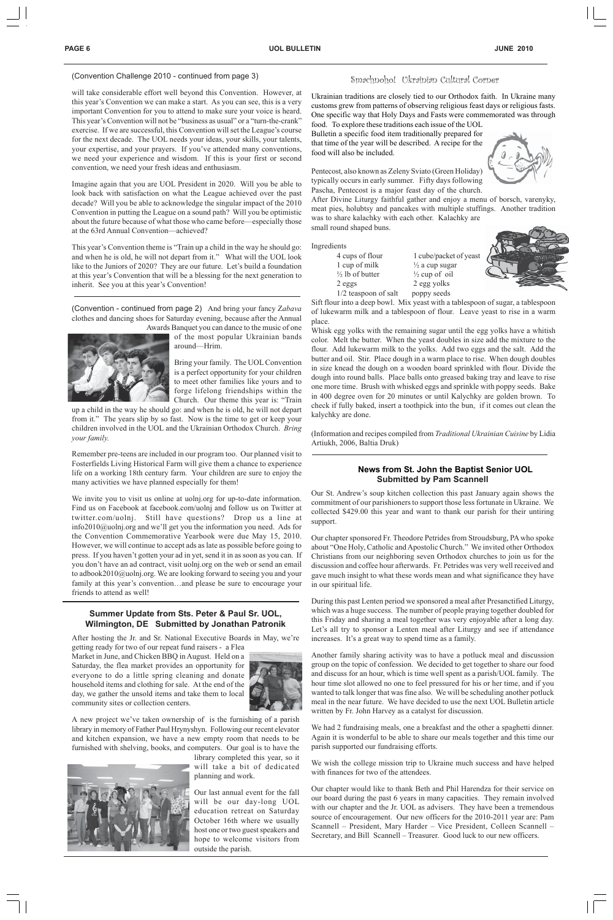(Convention Challenge 2010 - continued from page 3)

will take considerable effort well beyond this Convention. However, at this year's Convention we can make a start. As you can see, this is a very important Convention for you to attend to make sure your voice is heard. This year's Convention will not be "business as usual" or a "turn-the-crank" exercise. If we are successful, this Convention will set the League's course for the next decade. The UOL needs your ideas, your skills, your talents, your expertise, and your prayers. If you've attended many conventions, we need your experience and wisdom. If this is your first or second convention, we need your fresh ideas and enthusiasm.

Imagine again that you are UOL President in 2020. Will you be able to look back with satisfaction on what the League achieved over the past decade? Will you be able to acknowledge the singular impact of the 2010 Convention in putting the League on a sound path? Will you be optimistic about the future because of what those who came before—especially those at the 63rd Annual Convention—achieved?

This year's Convention theme is "Train up a child in the way he should go: and when he is old, he will not depart from it." What will the UOL look like to the Juniors of 2020? They are our future. Let's build a foundation at this year's Convention that will be a blessing for the next generation to inherit. See you at this year's Convention!

(Convention - continued from page 2) And bring your fancy *Zabava* clothes and dancing shoes for Saturday evening, because after the Annual Awards Banquet you can dance to the music of one of the most popular Ukrainian bands around—Hrim.

Bring your family. The UOL Convention is a perfect opportunity for your children to meet other families like yours and to forge lifelong friendships within the Church. Our theme this year is: "Train up a child in the way he should go: and when he is old, he will not depart from it." The years slip by so fast. Now is the time to get or keep your children involved in the UOL and the Ukrainian Orthodox Church. *Bring your family.*

Remember pre-teens are included in our program too. Our planned visit to Fosterfields Living Historical Farm will give them a chance to experience life on a working 18th century farm. Your children are sure to enjoy the many activities we have planned especially for them!

We invite you to visit us online at uolnj.org for up-to-date information. Find us on Facebook at facebook.com/uolnj and follow us on Twitter at twitter.com/uolnj. Still have questions? Drop us a line at info2010@uolnj.org and we'll get you the information you need. Ads for the Convention Commemorative Yearbook were due May 15, 2010. However, we will continue to accept ads as late as possible before going to press. If you haven't gotten your ad in yet, send it in as soon as you can. If you don't have an ad contract, visit uolnj.org on the web or send an email to adbook2010@uolnj.org. We are looking forward to seeing you and your family at this year's convention…and please be sure to encourage your friends to attend as well!

## Summer Update from Sts. Peter & Paul Sr. UOL, Wilmington, DE Submitted by Jonathan Patronik

After hosting the Jr. and Sr. National Executive Boards in May, we're getting ready for two of our repeat fund raisers - a Flea Market in June, and Chicken BBQ in August. Held on a Saturday, the flea market provides an opportunity for everyone to do a little spring cleaning and donate household items and clothing for sale. At the end of the day, we gather the unsold items and take them to local community sites or collection centers.

A new project we've taken ownership of is the furnishing of a parish library in memory of Father Paul Hrynyshyn. Following our recent elevator and kitchen expansion, we have a new empty room that needs to be furnished with shelving, books, and computers. Our goal is to have the library completed this year, so it will take a bit of dedicated planning and work.

Our last annual event for the fall will be our day-long UOL education retreat on Saturday October 16th where we usually host one or two guest speakers and hope to welcome visitors from outside the parish.

## Smachnoho! Ukrainian Cultural Corner

Ukrainian traditions are closely tied to our Orthodox faith. In Ukraine many customs grew from patterns of observing religious feast days or religious fasts. One specific way that Holy Days and Fasts were commemorated was through food. To explore these traditions each issue of the UOL Bulletin a specific food item traditionally prepared for that time of the year will be described. A recipe for the food will also be included.

Pentecost, also known as Zeleny Sviato (Green Holiday) typically occurs in early summer. Fifty days following Pascha, Pentecost is a major feast day of the church. After Divine Liturgy faithful gather and enjoy a menu of borsch, varenyky, meat pies, holubtsy and pancakes with multiple stuffings. Another tradition was to share kalachky with each other. Kalachky are small round shaped buns.

Ingredients

- 4 cups of flour
- 1 cup of milk
- ½ lb of butter
- 2 eggs
- 1/2 teaspoon of salt
- 1 cube/packet of yeast
- ½ a cup sugar
- ½ cup of oil
- 2 egg yolks
- poppy seeds

Sift flour into a deep bowl. Mix yeast with a tablespoon of sugar, a tablespoon of lukewarm milk and a tablespoon of flour. Leave yeast to rise in a warm place.

Whisk egg yolks with the remaining sugar until the egg yolks have a whitish color. Melt the butter. When the yeast doubles in size add the mixture to the flour. Add lukewarm milk to the yolks. Add two eggs and the salt. Add the butter and oil. Stir. Place dough in a warm place to rise. When dough doubles in size knead the dough on a wooden board sprinkled with flour. Divide the dough into round balls. Place balls onto greased baking tray and leave to rise one more time. Brush with whisked eggs and sprinkle with poppy seeds. Bake in 400 degree oven for 20 minutes or until Kalychky are golden brown. To check if fully baked, insert a toothpick into the bun, if it comes out clean the kalychky are done.

(Information and recipes compiled from *Traditional Ukrainian Cuisine* by Lidia Artiukh, 2006, Baltia Druk)

## News from St. John the Baptist Senior UOL Submitted by Pam Scannell

Our St. Andrew's soup kitchen collection this past January again shows the commitment of our parishioners to support those less fortunate in Ukraine. We collected $429.00 this year and want to thank our parish for their untiring support.

Our chapter sponsored Fr. Theodore Petrides from Stroudsburg, PA who spoke about "One Holy, Catholic and Apostolic Church." We invited other Orthodox Christians from our neighboring seven Orthodox churches to join us for the discussion and coffee hour afterwards. Fr. Petrides was very well received and gave much insight to what these words mean and what significance they have in our spiritual life.

During this past Lenten period we sponsored a meal after Presanctified Liturgy, which was a huge success. The number of people praying together doubled for this Friday and sharing a meal together was very enjoyable after a long day. Let's all try to sponsor a Lenten meal after Liturgy and see if attendance increases. It's a great way to spend time as a family.

Another family sharing activity was to have a potluck meal and discussion group on the topic of confession. We decided to get together to share our food and discuss for an hour, which is time well spent as a parish/UOL family. The hour time slot allowed no one to feel pressured for his or her time, and if you wanted to talk longer that was fine also. We will be scheduling another potluck meal in the near future. We have decided to use the next UOL Bulletin article written by Fr. John Harvey as a catalyst for discussion.

We had 2 fundraising meals, one a breakfast and the other a spaghetti dinner. Again it is wonderful to be able to share our meals together and this time our parish supported our fundraising efforts.

We wish the college mission trip to Ukraine much success and have helped with finances for two of the attendees.

Our chapter would like to thank Beth and Phil Harendza for their service on our board during the past 6 years in many capacities. They remain involved with our chapter and the Jr. UOL as advisers. They have been a tremendous source of encouragement. Our new officers for the 2010-2011 year are: Pam Scannell – President, Mary Harder – Vice President, Colleen Scannell – Secretary, and Bill Scannell – Treasurer. Good luck to our new officers.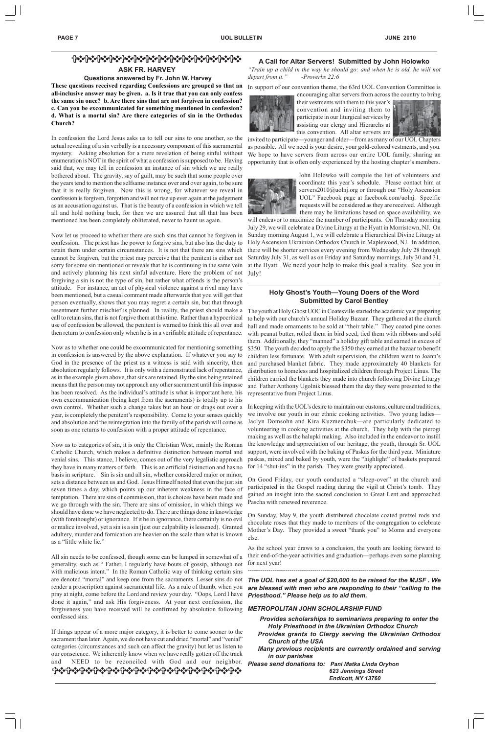## ASK FR. HARVEY

### Questions answered by Fr. John W. Harvey

**These questions received regarding Confessions are grouped so that an all-inclusive answer may be given. a. Is it true that you can only confess the same sin once? b. Are there sins that are not forgiven in confession? c. Can you be excommunicated for something mentioned in confession? d. What is a mortal sin? Are there categories of sin in the Orthodox Church?**

In confession the Lord Jesus asks us to tell our sins to one another, so the actual revealing of a sin verbally is a necessary component of this sacramental mystery. Asking absolution for a mere revelation of being sinful without enumeration is NOT in the spirit of what a confession is supposed to be. Having said that, we may tell in confession an instance of sin which we are really bothered about. The gravity, say of guilt, may be such that some people over the years tend to mention the selfsame instance over and over again, to be sure that it is really forgiven. Now this is wrong, for whatever we reveal in confession is forgiven, forgotten and will not rise up ever again at the judgement as an accusation against us. That is the beauty of a confession in which we tell all and hold nothing back, for then we are assured that all that has been mentioned has been completely obliterated, never to haunt us again.

Now let us proceed to whether there are such sins that cannot be forgiven in confession. The priest has the power to forgive sins, but also has the duty to retain them under certain circumstances. It is not that there are sins which cannot be forgiven, but the priest may perceive that the penitent is either not sorry for some sin mentioned or reveals that he is continuing in the same vein and actively planning his next sinful adventure. Here the problem of not forgiving a sin is not the type of sin, but rather what offends is the person's attitude. For instance, an act of physical violence against a rival may have been mentioned, but a casual comment made afterwards that you will get that person eventually, shows that you may regret a certain sin, but that through resentment further mischief is planned. In reality, the priest should make a call to retain sins, that is not forgive them at this time. Rather than a hypocritical use of confession be allowed, the penitent is warned to think this all over and then return to confession only when he is in a verifiable attitude of repentance.

Now as to whether one could be excommunicated for mentioning something in confession is answered by the above explanation. If whatever you say to God in the presence of the priest as a witness is said with sincerity, then absolution regularly follows. It is only with a demonstrated lack of repentance, as in the example given above, that sins are retained. By the sins being retained means that the person may not approach any other sacrament until this impasse has been resolved. As the individual's attitude is what is important here, his own excommunication (being kept from the sacraments) is totally up to his own control. Whether such a change takes but an hour or drags out over a year, is completely the penitent's responsibility. Come to your senses quickly and absolution and the reintegration into the family of the parish will come as soon as one returns to confession with a proper attitude of repentance.

Now as to categories of sin, it is only the Christian West, mainly the Roman Catholic Church, which makes a definitive distinction between mortal and venial sins. This stance, I believe, comes out of the very legalistic approach they have in many matters of faith. This is an artificial distinction and has no basis in scripture. Sin is sin and all sin, whether considered major or minor, sets a distance between us and God. Jesus Himself noted that even the just sin seven times a day, which points up our inherent weakness in the face of temptation. There are sins of commission, that is choices have been made and we go through with the sin. There are sins of omission, in which things we should have done we have neglected to do. There are things done in knowledge (with forethought) or ignorance. If it be in ignorance, there certainly is no evil or malice involved, yet a sin is a sin (just our culpability is lessened). Granted adultery, murder and fornication are heavier on the scale than what is known as a "little white lie."

All sin needs to be confessed, though some can be lumped in somewhat of a generality, such as " Father, I regularly have bouts of gossip, although not with malicious intent." In the Roman Catholic way of thinking certain sins are denoted "mortal" and keep one from the sacraments. Lesser sins do not render a proscription against sacramental life. As a rule of thumb, when you pray at night, come before the Lord and review your day. "Oops, Lord I have done it again," and ask His forgiveness. At your next confession, the forgiveness you have received will be confirmed by absolution following confessed sins.

If things appear of a more major category, it is better to come sooner to the sacrament than later. Again, we do not have cut and dried "mortal" and "venial" categories (circumstances and such can affect the gravity) but let us listen to our conscience. We inherently know when we have really gotten off the track and NEED to be reconciled with God and our neighbor.

## A Call for Altar Servers! Submitted by John Holowko

*"Train up a child in the way he should go: and when he is old, he will not depart from it." -Proverbs 22:6*

In support of our convention theme, the 63rd UOL Convention Committee is encouraging altar servers from across the country to bring their vestments with them to this year's convention and inviting them to participate in our liturgical services by assisting our clergy and Hierarchs at this convention. All altar servers are invited to participate—younger and older—from as many of our UOL Chapters as possible. All we need is your desire, your gold-colored vestments, and you. We hope to have servers from across our entire UOL family, sharing an opportunity that is often only experienced by the hosting chapter's members.

John Holowko will compile the list of volunteers and coordinate this year's schedule. Please contact him at servers2010@uolnj.org or through our "Holy Ascension UOL" Facebook page at facebook.com/uolnj. Specific requests will be considered as they are received. Although there may be limitations based on space availability, we will endeavor to maximize the number of participants. On Thursday morning July 29, we will celebrate a Divine Liturgy at the Hyatt in Morristown, NJ. On Sunday morning August 1, we will celebrate a Hierarchical Divine Liturgy at Holy Ascension Ukrainian Orthodox Church in Maplewood, NJ. In addition, there will be shorter services every evening from Wednesday July 28 through Saturday July 31, as well as on Friday and Saturday mornings, July 30 and 31, at the Hyatt. We need your help to make this goal a reality. See you in July!

## Holy Ghost's Youth—Young Doers of the Word Submitted by Carol Bentley

The youth at Holy Ghost UOC in Coatesville started the academic year preparing to help with our church's annual Holiday Bazaar. They gathered at the church hall and made ornaments to be sold at "their table." They coated pine cones with peanut butter, rolled them in bird seed, tied them with ribbons and sold them. Additionally, they "manned" a holiday gift table and earned in excess of $350. The youth decided to apply the $350 they earned at the bazaar to benefit children less fortunate. With adult supervision, the children went to Joann's and purchased blanket fabric. They made approximately 40 blankets for distribution to homeless and hospitalized children through Project Linus. The children carried the blankets they made into church following Divine Liturgy and Father Anthony Ugolnik blessed them the day they were presented to the representative from Project Linus.

In keeping with the UOL's desire to maintain our customs, culture and traditions, we involve our youth in our ethnic cooking activities. Two young ladies—Jaclyn Domsohn and Kira Kuzmenchuk—are particularly dedicated to volunteering in cooking activities at the church. They help with the pierogi making as well as the halupki making. Also included in the endeavor to instill the knowledge and appreciation of our heritage, the youth, through Sr. UOL support, were involved with the baking of Paskas for the third year. Miniature paskas, mixed and baked by youth, were the "highlight" of baskets prepared for 14 "shut-ins" in the parish. They were greatly appreciated.

On Good Friday, our youth conducted a "sleep-over" at the church and participated in the Gospel reading during the vigil at Christ's tomb. They gained an insight into the sacred conclusion to Great Lent and approached Pascha with renewed reverence.

On Sunday, May 9, the youth distributed chocolate coated pretzel rods and chocolate roses that they made to members of the congregation to celebrate Mother's Day. They provided a sweet "thank you" to Moms and everyone else.

As the school year draws to a conclusion, the youth are looking forward to their end-of-the-year activities and graduation—perhaps even some planning for next year!

---

***The UOL has set a goal of $20,000 to be raised for the MJSF . We are blessed with men who are responding to their "calling to the Priesthood." Please help us to aid them.***

***METROPOLITAN JOHN SCHOLARSHIP FUND***

- ***Provides scholarships to seminarians preparing to enter the Holy Priesthood in the Ukrainian Orthodox Church***
- ***Provides grants to Clergy serving the Ukrainian Orthodox Church of the USA***
- ***Many previous recipients are currently ordained and serving in our parishes***

***Please send donations to: Pani Matka Linda Oryhon***
***623 Jennings Street***
***Endicott, NY 13760***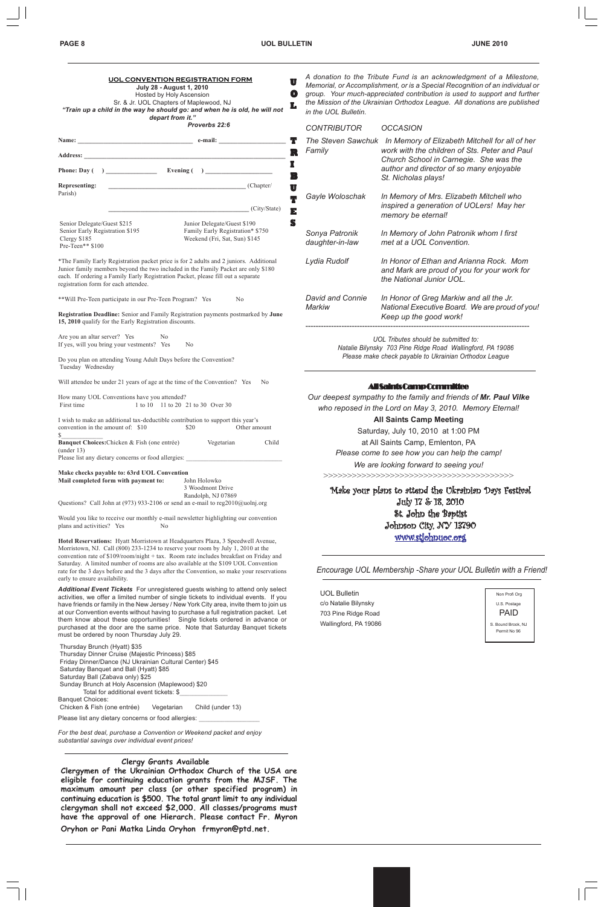## UOL CONVENTION REGISTRATION FORM

**July 28 - August 1, 2010**
Hosted by Holy Ascension
Sr. & Jr. UOL Chapters of Maplewood, NJ

***"Train up a child in the way he should go: and when he is old, he will not depart from it."***
***Proverbs 22:6***

**Name:** ______________________ **e-mail:** ______________________

**Address:** ______________________________________________

**Phone: Day (   )** ______________ **Evening (   )** ______________

**Representing:** ______________________________ (Chapter/ Parish)

______________________________ (City/State)

| | |
|---|---|
| Senior Delegate/Guest $215 | Junior Delegate/Guest $190 |
| Senior Early Registration $195 | Family Early Registration* $750 |
| Clergy $185 | Weekend (Fri, Sat, Sun) $145 |
| Pre-Teen** $100 | |

*The Family Early Registration packet price is for 2 adults and 2 juniors. Additional Junior family members beyond the two included in the Family Packet are only $180 each. If ordering a Family Early Registration Packet, please fill out a separate registration form for each attendee.

**Will Pre-Teen participate in our Pre-Teen Program? Yes No

**Registration Deadline:** Senior and Family Registration payments postmarked by **June 15, 2010** qualify for the Early Registration discounts.

Are you an altar server? Yes No
If yes, will you bring your vestments? Yes No

Do you plan on attending Young Adult Days before the Convention?
Tuesday Wednesday

Will attendee be under 21 years of age at the time of the Convention? Yes No

How many UOL Conventions have you attended?
First time 1 to 10 11 to 20 21 to 30 Over 30

I wish to make an additional tax-deductible contribution to support this year's convention in the amount of: $10 $20 Other amount $____________

**Banquet Choices:** Chicken & Fish (one entrée) Vegetarian Child (under 13)
Please list any dietary concerns or food allergies: ____________

**Make checks payable to: 63rd UOL Convention**
**Mail completed form with payment to:** John Holowko
3 Woodmont Drive
Randolph, NJ 07869

Questions? Call John at (973) 933-2106 or send an e-mail to reg2010@uolnj.org

Would you like to receive our monthly e-mail newsletter highlighting our convention plans and activities? Yes No

**Hotel Reservations:** Hyatt Morristown at Headquarters Plaza, 3 Speedwell Avenue, Morristown, NJ. Call (800) 233-1234 to reserve your room by July 1, 2010 at the convention rate of $109/room/night + tax. Room rate includes breakfast on Friday and Saturday. A limited number of rooms are also available at the $109 UOL Convention rate for the 3 days before and the 3 days after the Convention, so make your reservations early to ensure availability.

***Additional Event Tickets*** For unregistered guests wishing to attend only select activities, we offer a limited number of single tickets to individual events. If you have friends or family in the New Jersey / New York City area, invite them to join us at our Convention events without having to purchase a full registration packet. Let them know about these opportunities! Single tickets ordered in advance or purchased at the door are the same price. Note that Saturday Banquet tickets must be ordered by noon Thursday July 29.

Thursday Brunch (Hyatt) $35
Thursday Dinner Cruise (Majestic Princess) $85
Friday Dinner/Dance (NJ Ukrainian Cultural Center) $45
Saturday Banquet and Ball (Hyatt) $85
Saturday Ball (Zabava only) $25
Sunday Brunch at Holy Ascension (Maplewood) $20
Total for additional event tickets: $____________

Banquet Choices:
Chicken & Fish (one entrée) Vegetarian Child (under 13)

Please list any dietary concerns or food allergies: ____________

*For the best deal, purchase a Convention or Weekend packet and enjoy substantial savings over individual event prices!*

### Clergy Grants Available

**Clergymen of the Ukrainian Orthodox Church of the USA are eligible for continuing education grants from the MJSF. The maximum amount per class (or other specified program) in continuing education is $500. The total grant limit to any individual clergyman shall not exceed $2,000. All classes/programs must have the approval of one Hierarch. Please contact Fr. Myron Oryhon or Pani Matka Linda Oryhon frmyron@ptd.net.**

## UOL TRIBUTES

*A donation to the Tribute Fund is an acknowledgment of a Milestone, Memorial, or Accomplishment, or is a Special Recognition of an individual or group. Your much-appreciated contribution is used to support and further the Mission of the Ukrainian Orthodox League. All donations are published in the UOL Bulletin.*

| *CONTRIBUTOR* | *OCCASION* |
|---|---|
| *The Steven Sawchuk Family* | *In Memory of Elizabeth Mitchell for all of her work with the children of Sts. Peter and Paul Church School in Carnegie. She was the author and director of so many enjoyable St. Nicholas plays!* |
| *Gayle Woloschak* | *In Memory of Mrs. Elizabeth Mitchell who inspired a generation of UOLers! May her memory be eternal!* |
| *Sonya Patronik daughter-in-law* | *In Memory of John Patronik whom I first met at a UOL Convention.* |
| *Lydia Rudolf* | *In Honor of Ethan and Arianna Rock. Mom and Mark are proud of you for your work for the National Junior UOL.* |
| *David and Connie Markiw* | *In Honor of Greg Markiw and all the Jr. National Executive Board. We are proud of you! Keep up the good work!* |

*UOL Tributes should be submitted to:*
*Natalie Bilynsky 703 Pine Ridge Road Wallingford, PA 19086*
*Please make check payable to Ukrainian Orthodox League*

### All Saints Camp Committee

*Our deepest sympathy to the family and friends of **Mr. Paul Vilke** who reposed in the Lord on May 3, 2010. Memory Eternal!*

**All Saints Camp Meeting**
Saturday, July 10, 2010 at 1:00 PM
at All Saints Camp, Emlenton, PA
*Please come to see how you can help the camp!*
*We are looking forward to seeing you!*

Make your plans to attend the Ukrainian Days Festival
July 17 & 18, 2010
St. John the Baptist
Johnson City, NY 13790
www.stjohnuoc.org

*Encourage UOL Membership -Share your UOL Bulletin with a Friend!*

UOL Bulletin
c/o Natalie Bilynsky
703 Pine Ridge Road
Wallingford, PA 19086

Non Profi Org
U.S. Postage
PAID
S. Bound Brook, NJ
Permit No 96